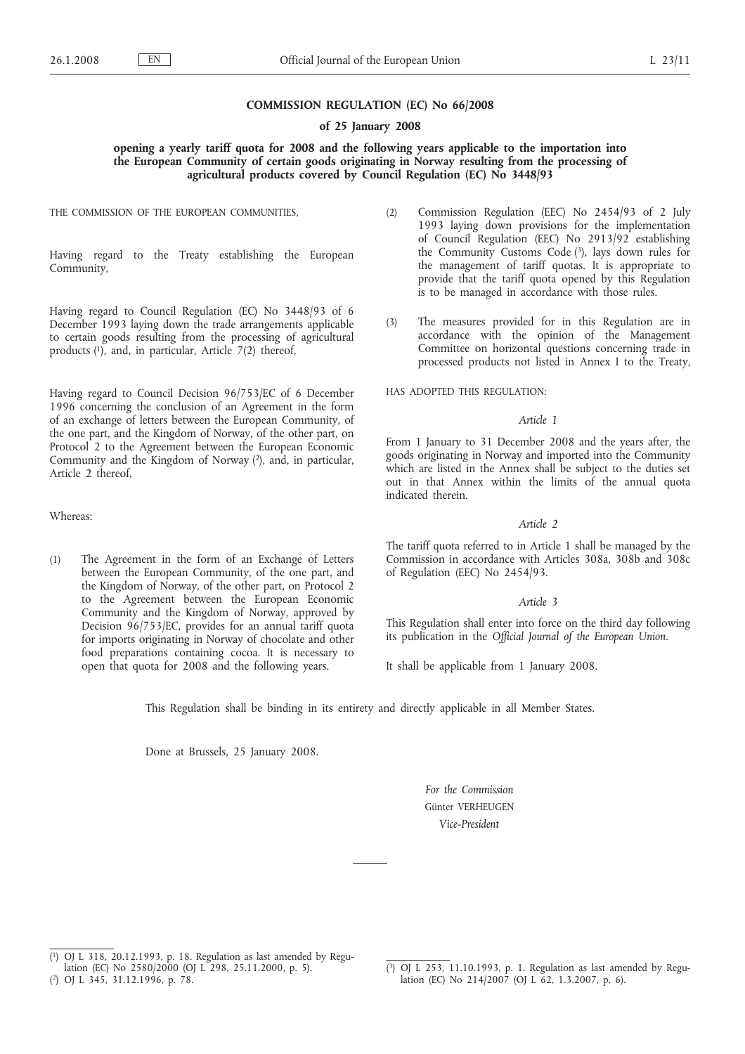**COMMISSION REGULATION (EC) No 66/2008**

**of 25 January 2008**

**opening a yearly tariff quota for 2008 and the following years applicable to the importation into the European Community of certain goods originating in Norway resulting from the processing of agricultural products covered by Council Regulation (EC) No 3448/93**

THE COMMISSION OF THE EUROPEAN COMMUNITIES,

Having regard to the Treaty establishing the European Community,

Having regard to Council Regulation (EC) No 3448/93 of 6 December 1993 laying down the trade arrangements applicable to certain goods resulting from the processing of agricultural products [1], and, in particular, Article 7(2) thereof,

Having regard to Council Decision 96/753/EC of 6 December 1996 concerning the conclusion of an Agreement in the form of an exchange of letters between the European Community, of the one part, and the Kingdom of Norway, of the other part, on Protocol 2 to the Agreement between the European Economic Community and the Kingdom of Norway [2], and, in particular, Article 2 thereof,

Whereas:

(1) The Agreement in the form of an Exchange of Letters between the European Community, of the one part, and the Kingdom of Norway, of the other part, on Protocol 2 to the Agreement between the European Economic Community and the Kingdom of Norway, approved by Decision 96/753/EC, provides for an annual tariff quota for imports originating in Norway of chocolate and other food preparations containing cocoa. It is necessary to open that quota for 2008 and the following years.

(2) Commission Regulation (EEC) No 2454/93 of 2 July 1993 laying down provisions for the implementation of Council Regulation (EEC) No 2913/92 establishing the Community Customs Code [3], lays down rules for the management of tariff quotas. It is appropriate to provide that the tariff quota opened by this Regulation is to be managed in accordance with those rules.

(3) The measures provided for in this Regulation are in accordance with the opinion of the Management Committee on horizontal questions concerning trade in processed products not listed in Annex I to the Treaty,

HAS ADOPTED THIS REGULATION:

*Article 1*

From 1 January to 31 December 2008 and the years after, the goods originating in Norway and imported into the Community which are listed in the Annex shall be subject to the duties set out in that Annex within the limits of the annual quota indicated therein.

*Article 2*

The tariff quota referred to in Article 1 shall be managed by the Commission in accordance with Articles 308a, 308b and 308c of Regulation (EEC) No 2454/93.

*Article 3*

This Regulation shall enter into force on the third day following its publication in the *Official Journal of the European Union*.

It shall be applicable from 1 January 2008.

This Regulation shall be binding in its entirety and directly applicable in all Member States.

Done at Brussels, 25 January 2008.

*For the Commission*
Günter VERHEUGEN
*Vice-President*

---

[1] OJ L 318, 20.12.1993, p. 18. Regulation as last amended by Regulation (EC) No 2580/2000 (OJ L 298, 25.11.2000, p. 5).

[2] OJ L 345, 31.12.1996, p. 78.

[3] OJ L 253, 11.10.1993, p. 1. Regulation as last amended by Regulation (EC) No 214/2007 (OJ L 62, 1.3.2007, p. 6).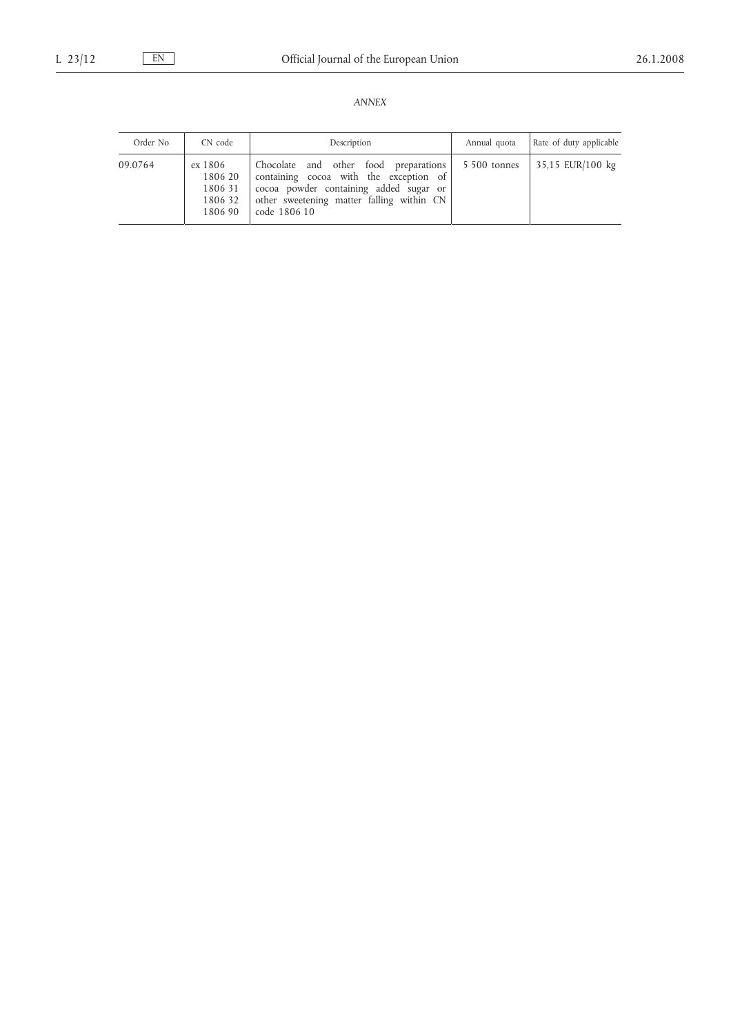*ANNEX*

| Order No | CN code | Description | Annual quota | Rate of duty applicable |
|---|---|---|---|---|
| 09.0764 | ex 1806<br>1806 20<br>1806 31<br>1806 32<br>1806 90 | Chocolate and other food preparations containing cocoa with the exception of cocoa powder containing added sugar or other sweetening matter falling within CN code 1806 10 | 5 500 tonnes | 35,15 EUR/100 kg |